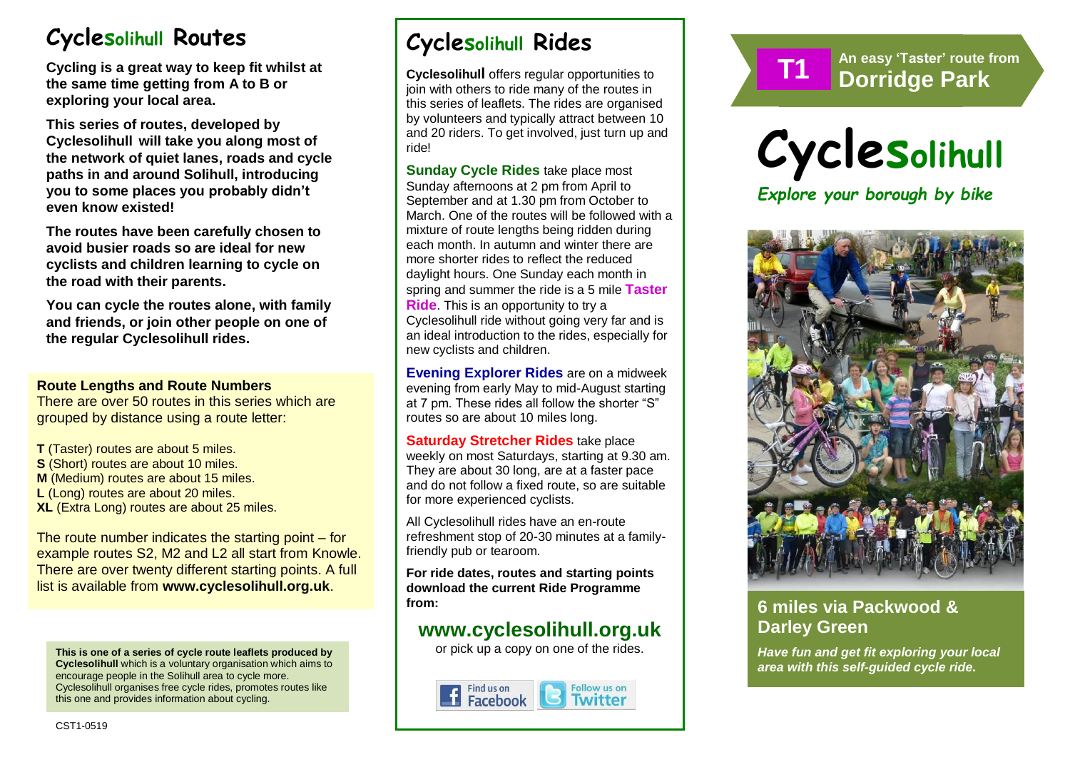# Cyclesolihull Routes

**Cycling is a great way to keep fit whilst at the same time getting from A to B or exploring your local area.**

**This series of routes, developed by Cyclesolihull will take you along most of the network of quiet lanes, roads and cycle paths in and around Solihull, introducing you to some places you probably didn't even know existed!**

**The routes have been carefully chosen to avoid busier roads so are ideal for new cyclists and children learning to cycle on the road with their parents.**

**You can cycle the routes alone, with family and friends, or join other people on one of the regular Cyclesolihull rides.**

### Route Lengths and Route Numbers

There are over 50 routes in this series which are grouped by distance using a route letter:

**T** (Taster) routes are about 5 miles.
**S** (Short) routes are about 10 miles.
**M** (Medium) routes are about 15 miles.
**L** (Long) routes are about 20 miles.
**XL** (Extra Long) routes are about 25 miles.

The route number indicates the starting point – for example routes S2, M2 and L2 all start from Knowle. There are over twenty different starting points. A full list is available from **www.cyclesolihull.org.uk**.

**This is one of a series of cycle route leaflets produced by Cyclesolihull** which is a voluntary organisation which aims to encourage people in the Solihull area to cycle more. Cyclesolihull organises free cycle rides, promotes routes like this one and provides information about cycling.

CST1-0519

# Cyclesolihull Rides

**Cyclesolihull** offers regular opportunities to join with others to ride many of the routes in this series of leaflets. The rides are organised by volunteers and typically attract between 10 and 20 riders. To get involved, just turn up and ride!

**Sunday Cycle Rides** take place most Sunday afternoons at 2 pm from April to September and at 1.30 pm from October to March. One of the routes will be followed with a mixture of route lengths being ridden during each month. In autumn and winter there are more shorter rides to reflect the reduced daylight hours. One Sunday each month in spring and summer the ride is a 5 mile **Taster Ride**. This is an opportunity to try a Cyclesolihull ride without going very far and is an ideal introduction to the rides, especially for new cyclists and children.

**Evening Explorer Rides** are on a midweek evening from early May to mid-August starting at 7 pm. These rides all follow the shorter "S" routes so are about 10 miles long.

**Saturday Stretcher Rides** take place weekly on most Saturdays, starting at 9.30 am. They are about 30 long, are at a faster pace and do not follow a fixed route, so are suitable for more experienced cyclists.

All Cyclesolihull rides have an en-route refreshment stop of 20-30 minutes at a family-friendly pub or tearoom.

**For ride dates, routes and starting points download the current Ride Programme from:**

## www.cyclesolihull.org.uk

or pick up a copy on one of the rides.

Find us on Facebook | Follow us on Twitter

**T1** An easy 'Taster' route from **Dorridge Park**

# Cyclesolihull

*Explore your borough by bike*

## 6 miles via Packwood & Darley Green

***Have fun and get fit exploring your local area with this self-guided cycle ride.***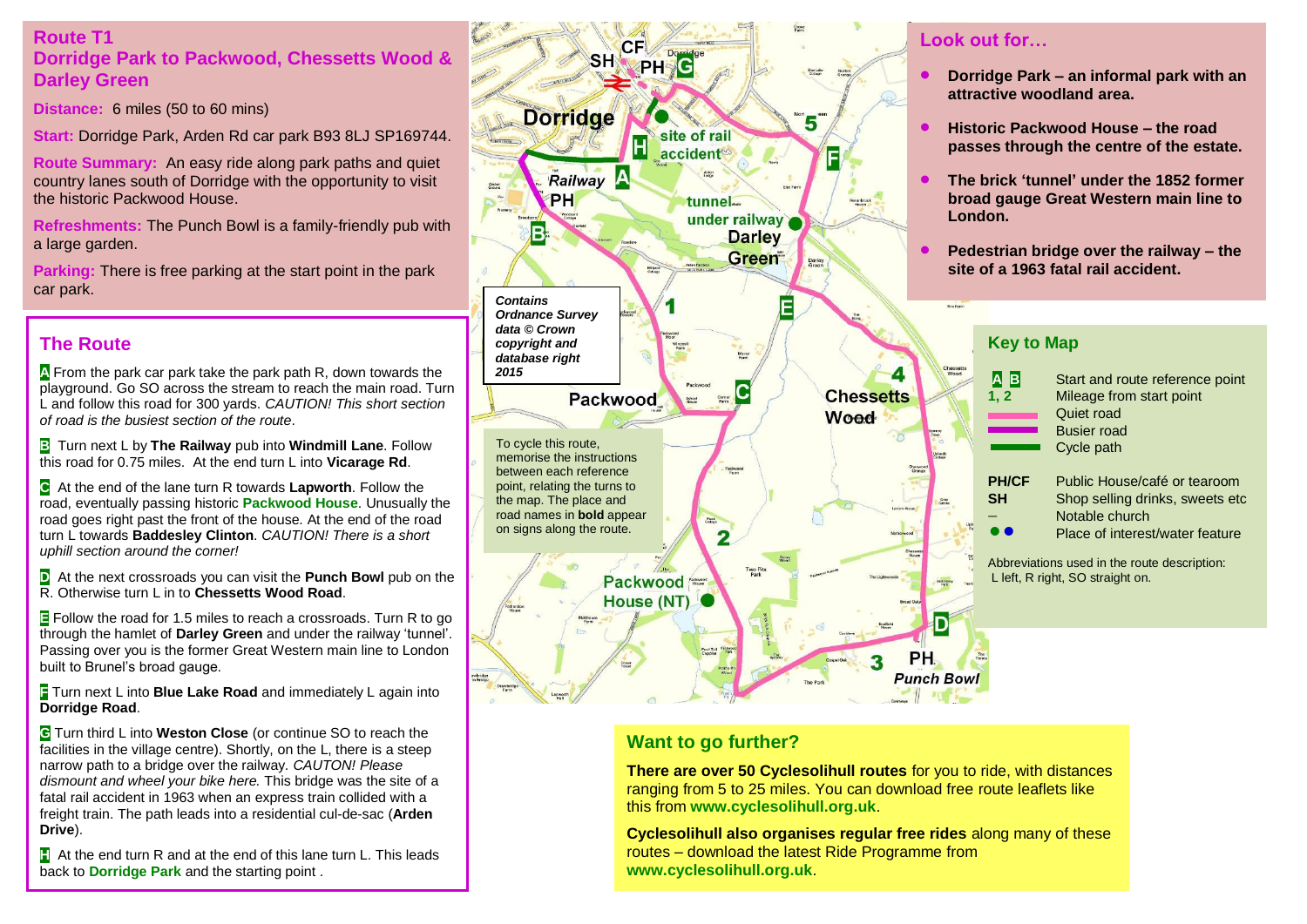## Route T1

## Dorridge Park to Packwood, Chessetts Wood & Darley Green

**Distance:** 6 miles (50 to 60 mins)

**Start:** Dorridge Park, Arden Rd car park B93 8LJ SP169744.

**Route Summary:** An easy ride along park paths and quiet country lanes south of Dorridge with the opportunity to visit the historic Packwood House.

**Refreshments:** The Punch Bowl is a family-friendly pub with a large garden.

**Parking:** There is free parking at the start point in the park car park.

## The Route

**A** From the park car park take the park path R, down towards the playground. Go SO across the stream to reach the main road. Turn L and follow this road for 300 yards. *CAUTION! This short section of road is the busiest section of the route*.

**B** Turn next L by **The Railway** pub into **Windmill Lane**. Follow this road for 0.75 miles. At the end turn L into **Vicarage Rd**.

**C** At the end of the lane turn R towards **Lapworth**. Follow the road, eventually passing historic **Packwood House**. Unusually the road goes right past the front of the house. At the end of the road turn L towards **Baddesley Clinton**. *CAUTION! There is a short uphill section around the corner!*

**D** At the next crossroads you can visit the **Punch Bowl** pub on the R. Otherwise turn L in to **Chessetts Wood Road**.

**E** Follow the road for 1.5 miles to reach a crossroads. Turn R to go through the hamlet of **Darley Green** and under the railway 'tunnel'. Passing over you is the former Great Western main line to London built to Brunel's broad gauge.

**F** Turn next L into **Blue Lake Road** and immediately L again into **Dorridge Road**.

**G** Turn third L into **Weston Close** (or continue SO to reach the facilities in the village centre). Shortly, on the L, there is a steep narrow path to a bridge over the railway. *CAUTON! Please dismount and wheel your bike here.* This bridge was the site of a fatal rail accident in 1963 when an express train collided with a freight train. The path leads into a residential cul-de-sac (**Arden Drive**).

**H** At the end turn R and at the end of this lane turn L. This leads back to **Dorridge Park** and the starting point .

CF
SH
PH
G
Dorridge
H
site of rail accident
5
F
Railway PH
A
tunnel under railway
Darley Green
B
E
1
C
Packwood
Chessetts Wood
4
2
Packwood House (NT)
D
3
PH
Punch Bowl

*Contains Ordnance Survey data © Crown copyright and database right 2015*

To cycle this route, memorise the instructions between each reference point, relating the turns to the map. The place and road names in **bold** appear on signs along the route.

## Look out for…

- **Dorridge Park – an informal park with an attractive woodland area.**
- **Historic Packwood House – the road passes through the centre of the estate.**
- **The brick 'tunnel' under the 1852 former broad gauge Great Western main line to London.**
- **Pedestrian bridge over the railway – the site of a 1963 fatal rail accident.**

## Key to Map

| | |
|---|---|
| A B | Start and route reference point |
| 1, 2 | Mileage from start point |
| | Quiet road |
| | Busier road |
| | Cycle path |
| PH/CF | Public House/café or tearoom |
| SH | Shop selling drinks, sweets etc |
| | Notable church |
| ● ● | Place of interest/water feature |

Abbreviations used in the route description: L left, R right, SO straight on.

## Want to go further?

**There are over 50 Cyclesolihull routes** for you to ride, with distances ranging from 5 to 25 miles. You can download free route leaflets like this from **www.cyclesolihull.org.uk**.

**Cyclesolihull also organises regular free rides** along many of these routes – download the latest Ride Programme from **www.cyclesolihull.org.uk**.